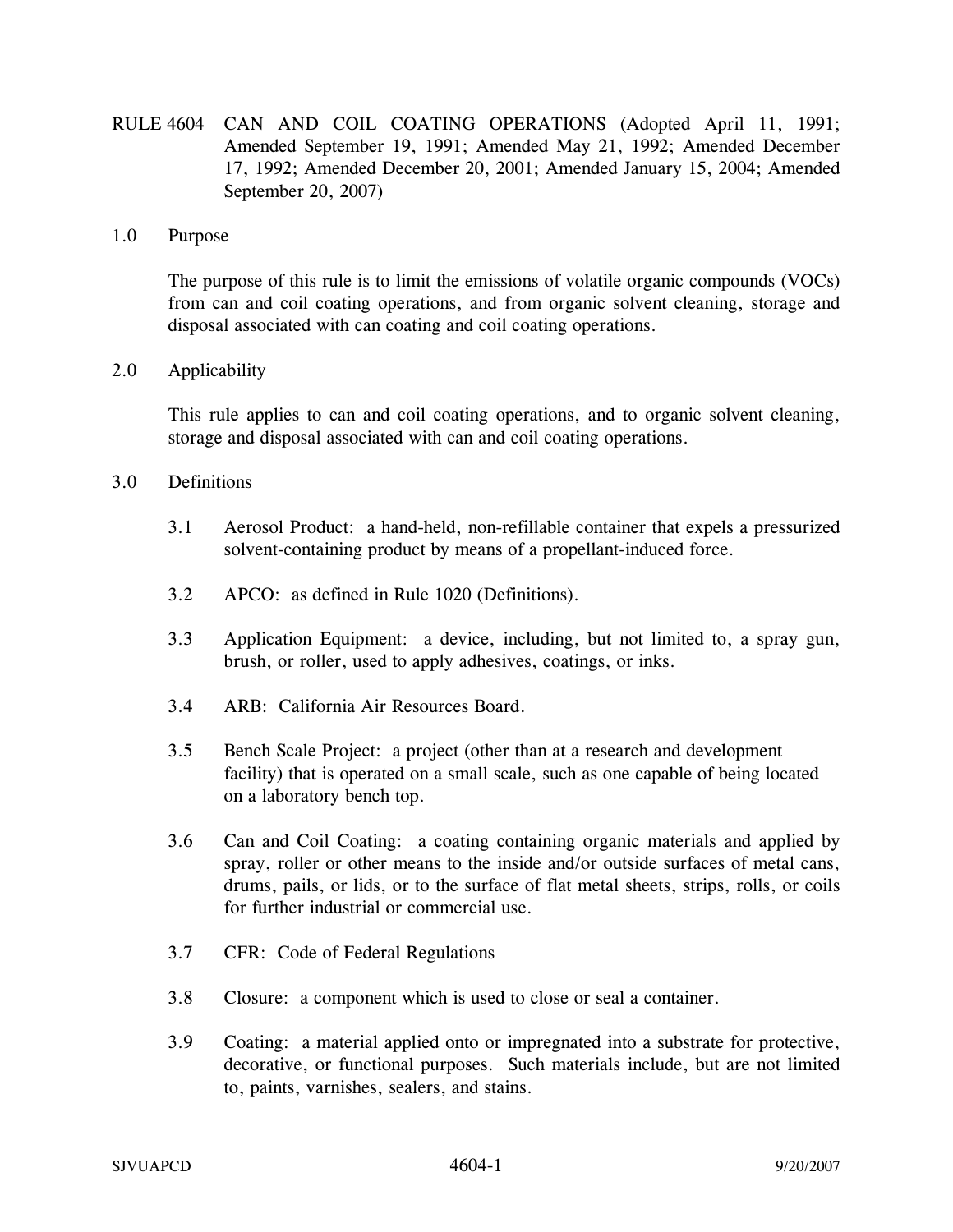# RULE 4604 CAN AND COIL COATING OPERATIONS (Adopted April 11, 1991; Amended September 19, 1991; Amended May 21, 1992; Amended December 17, 1992; Amended December 20, 2001; Amended January 15, 2004; Amended September 20, 2007)

## 1.0 Purpose

The purpose of this rule is to limit the emissions of volatile organic compounds (VOCs) from can and coil coating operations, and from organic solvent cleaning, storage and disposal associated with can coating and coil coating operations.

## 2.0 Applicability

This rule applies to can and coil coating operations, and to organic solvent cleaning, storage and disposal associated with can and coil coating operations.

## 3.0 Definitions

3.1 Aerosol Product: a hand-held, non-refillable container that expels a pressurized solvent-containing product by means of a propellant-induced force.

3.2 APCO: as defined in Rule 1020 (Definitions).

3.3 Application Equipment: a device, including, but not limited to, a spray gun, brush, or roller, used to apply adhesives, coatings, or inks.

3.4 ARB: California Air Resources Board.

3.5 Bench Scale Project: a project (other than at a research and development facility) that is operated on a small scale, such as one capable of being located on a laboratory bench top.

3.6 Can and Coil Coating: a coating containing organic materials and applied by spray, roller or other means to the inside and/or outside surfaces of metal cans, drums, pails, or lids, or to the surface of flat metal sheets, strips, rolls, or coils for further industrial or commercial use.

3.7 CFR: Code of Federal Regulations

3.8 Closure: a component which is used to close or seal a container.

3.9 Coating: a material applied onto or impregnated into a substrate for protective, decorative, or functional purposes. Such materials include, but are not limited to, paints, varnishes, sealers, and stains.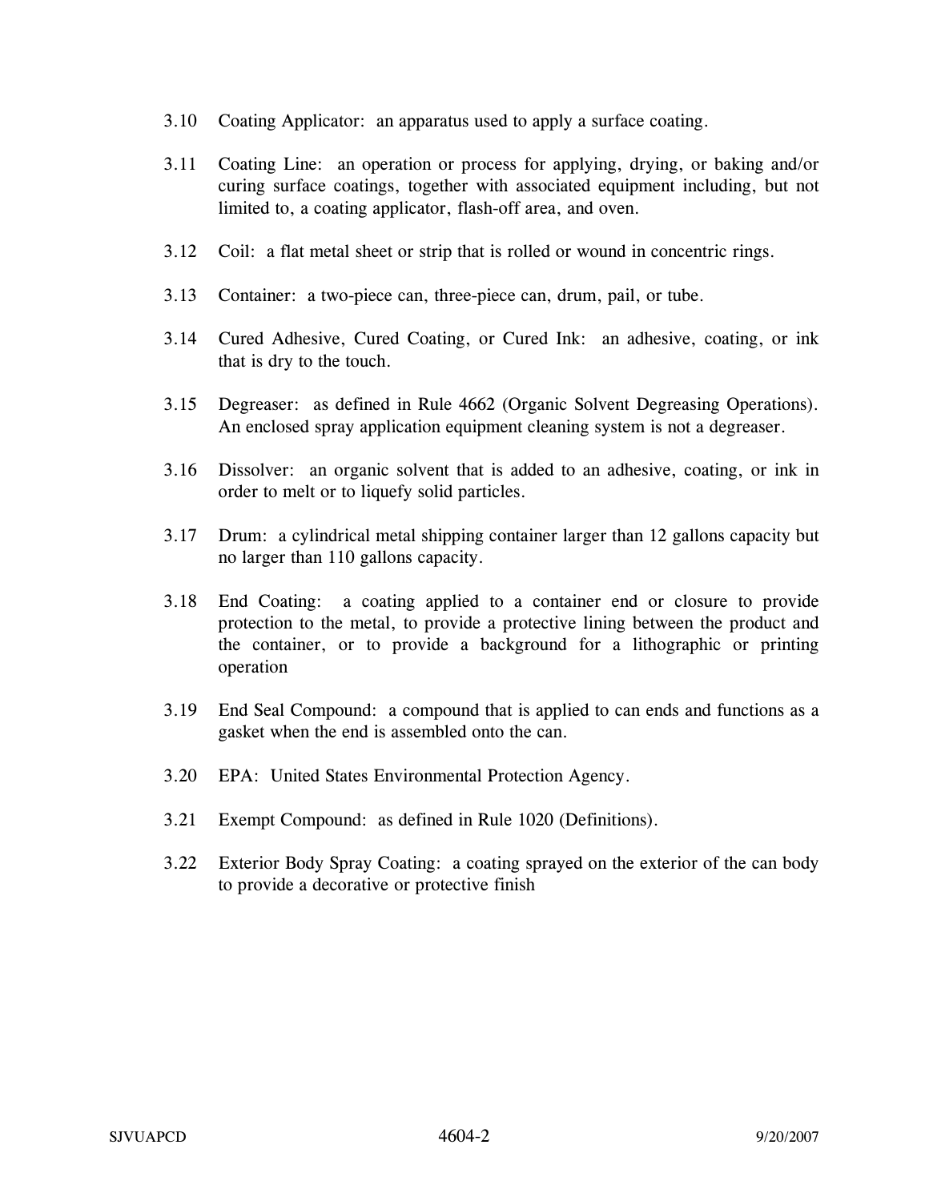3.10 Coating Applicator: an apparatus used to apply a surface coating.

3.11 Coating Line: an operation or process for applying, drying, or baking and/or curing surface coatings, together with associated equipment including, but not limited to, a coating applicator, flash-off area, and oven.

3.12 Coil: a flat metal sheet or strip that is rolled or wound in concentric rings.

3.13 Container: a two-piece can, three-piece can, drum, pail, or tube.

3.14 Cured Adhesive, Cured Coating, or Cured Ink: an adhesive, coating, or ink that is dry to the touch.

3.15 Degreaser: as defined in Rule 4662 (Organic Solvent Degreasing Operations). An enclosed spray application equipment cleaning system is not a degreaser.

3.16 Dissolver: an organic solvent that is added to an adhesive, coating, or ink in order to melt or to liquefy solid particles.

3.17 Drum: a cylindrical metal shipping container larger than 12 gallons capacity but no larger than 110 gallons capacity.

3.18 End Coating: a coating applied to a container end or closure to provide protection to the metal, to provide a protective lining between the product and the container, or to provide a background for a lithographic or printing operation

3.19 End Seal Compound: a compound that is applied to can ends and functions as a gasket when the end is assembled onto the can.

3.20 EPA: United States Environmental Protection Agency.

3.21 Exempt Compound: as defined in Rule 1020 (Definitions).

3.22 Exterior Body Spray Coating: a coating sprayed on the exterior of the can body to provide a decorative or protective finish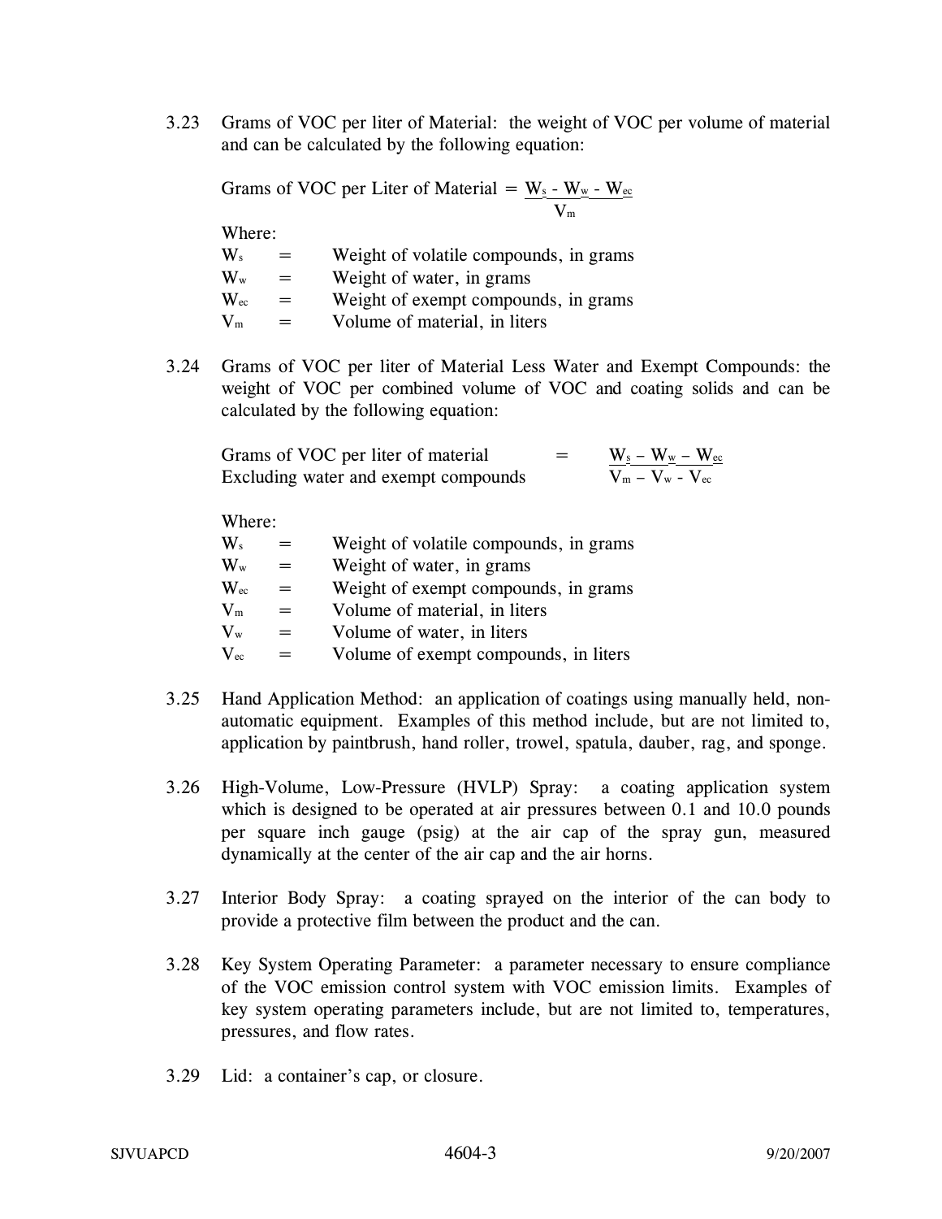3.23 Grams of VOC per liter of Material: the weight of VOC per volume of material and can be calculated by the following equation:

$$\text{Grams of VOC per Liter of Material} = \frac{W_s - W_w - W_{ec}}{V_m}$$

Where:

$W_s$ = Weight of volatile compounds, in grams
$W_w$ = Weight of water, in grams
$W_{ec}$ = Weight of exempt compounds, in grams
$V_m$ = Volume of material, in liters

3.24 Grams of VOC per liter of Material Less Water and Exempt Compounds: the weight of VOC per combined volume of VOC and coating solids and can be calculated by the following equation:

$$\text{Grams of VOC per liter of material Excluding water and exempt compounds} = \frac{W_s - W_w - W_{ec}}{V_m - V_w - V_{ec}}$$

Where:

$W_s$ = Weight of volatile compounds, in grams
$W_w$ = Weight of water, in grams
$W_{ec}$ = Weight of exempt compounds, in grams
$V_m$ = Volume of material, in liters
$V_w$ = Volume of water, in liters
$V_{ec}$ = Volume of exempt compounds, in liters

3.25 Hand Application Method: an application of coatings using manually held, non-automatic equipment. Examples of this method include, but are not limited to, application by paintbrush, hand roller, trowel, spatula, dauber, rag, and sponge.

3.26 High-Volume, Low-Pressure (HVLP) Spray: a coating application system which is designed to be operated at air pressures between 0.1 and 10.0 pounds per square inch gauge (psig) at the air cap of the spray gun, measured dynamically at the center of the air cap and the air horns.

3.27 Interior Body Spray: a coating sprayed on the interior of the can body to provide a protective film between the product and the can.

3.28 Key System Operating Parameter: a parameter necessary to ensure compliance of the VOC emission control system with VOC emission limits. Examples of key system operating parameters include, but are not limited to, temperatures, pressures, and flow rates.

3.29 Lid: a container's cap, or closure.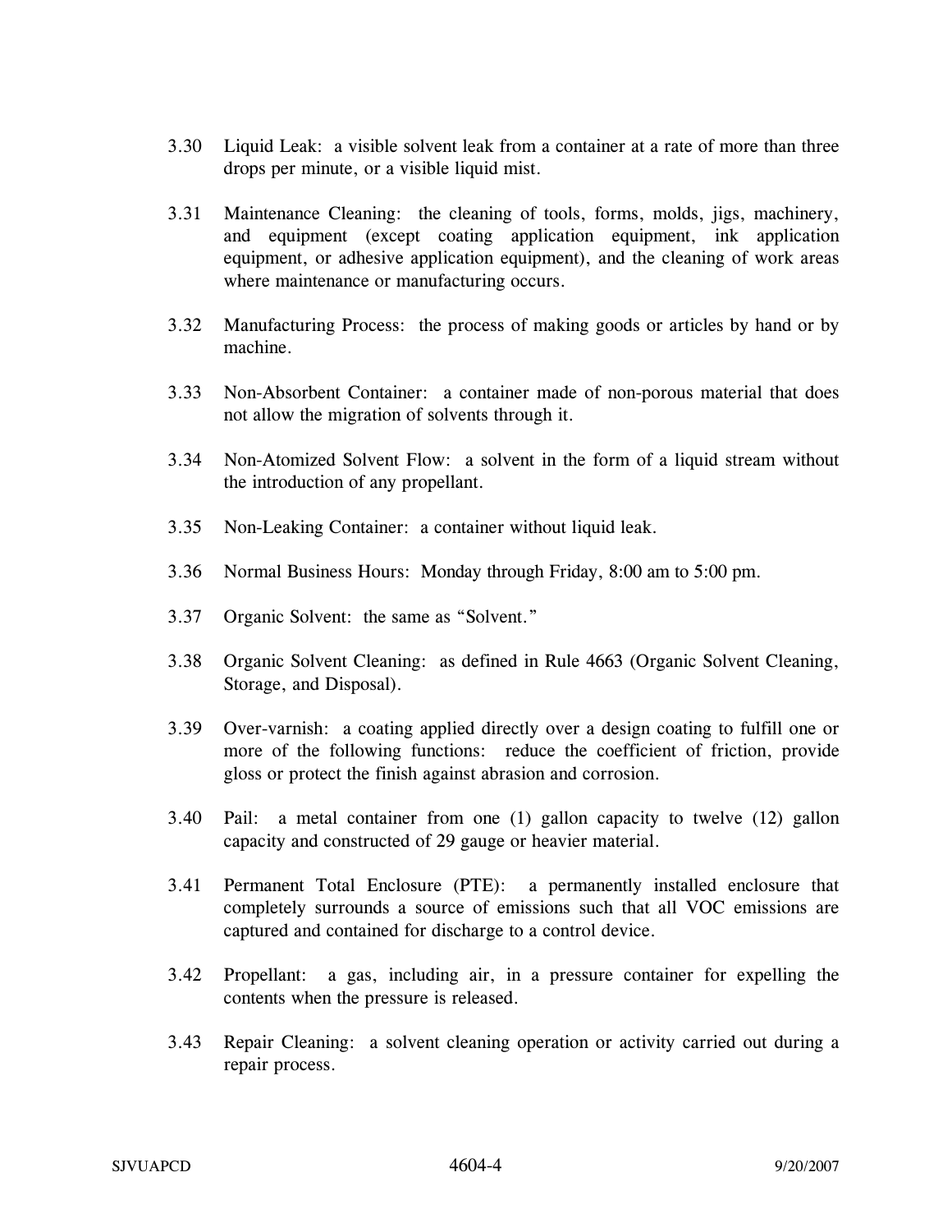3.30 Liquid Leak: a visible solvent leak from a container at a rate of more than three drops per minute, or a visible liquid mist.

3.31 Maintenance Cleaning: the cleaning of tools, forms, molds, jigs, machinery, and equipment (except coating application equipment, ink application equipment, or adhesive application equipment), and the cleaning of work areas where maintenance or manufacturing occurs.

3.32 Manufacturing Process: the process of making goods or articles by hand or by machine.

3.33 Non-Absorbent Container: a container made of non-porous material that does not allow the migration of solvents through it.

3.34 Non-Atomized Solvent Flow: a solvent in the form of a liquid stream without the introduction of any propellant.

3.35 Non-Leaking Container: a container without liquid leak.

3.36 Normal Business Hours: Monday through Friday, 8:00 am to 5:00 pm.

3.37 Organic Solvent: the same as "Solvent."

3.38 Organic Solvent Cleaning: as defined in Rule 4663 (Organic Solvent Cleaning, Storage, and Disposal).

3.39 Over-varnish: a coating applied directly over a design coating to fulfill one or more of the following functions: reduce the coefficient of friction, provide gloss or protect the finish against abrasion and corrosion.

3.40 Pail: a metal container from one (1) gallon capacity to twelve (12) gallon capacity and constructed of 29 gauge or heavier material.

3.41 Permanent Total Enclosure (PTE): a permanently installed enclosure that completely surrounds a source of emissions such that all VOC emissions are captured and contained for discharge to a control device.

3.42 Propellant: a gas, including air, in a pressure container for expelling the contents when the pressure is released.

3.43 Repair Cleaning: a solvent cleaning operation or activity carried out during a repair process.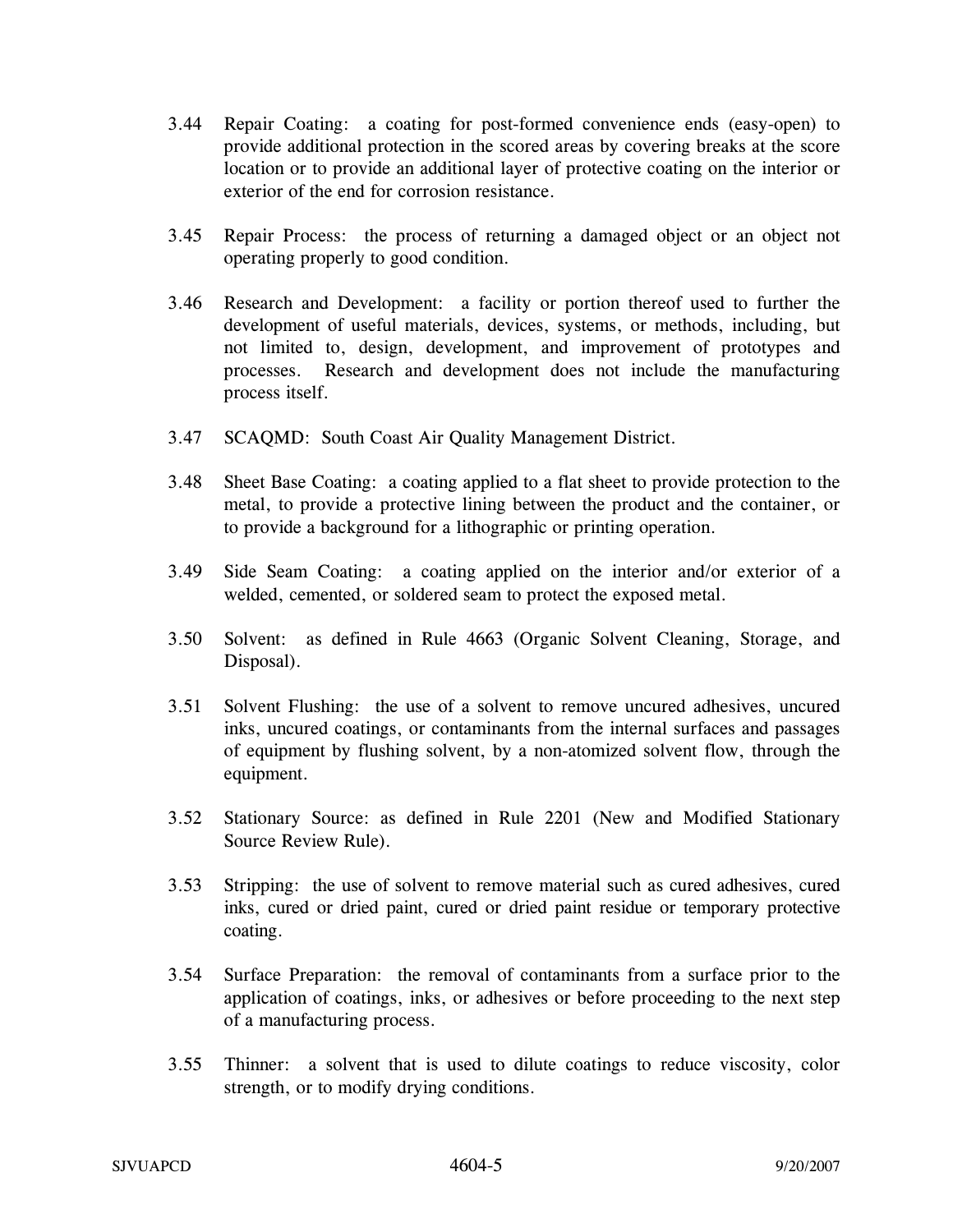3.44 Repair Coating: a coating for post-formed convenience ends (easy-open) to provide additional protection in the scored areas by covering breaks at the score location or to provide an additional layer of protective coating on the interior or exterior of the end for corrosion resistance.

3.45 Repair Process: the process of returning a damaged object or an object not operating properly to good condition.

3.46 Research and Development: a facility or portion thereof used to further the development of useful materials, devices, systems, or methods, including, but not limited to, design, development, and improvement of prototypes and processes. Research and development does not include the manufacturing process itself.

3.47 SCAQMD: South Coast Air Quality Management District.

3.48 Sheet Base Coating: a coating applied to a flat sheet to provide protection to the metal, to provide a protective lining between the product and the container, or to provide a background for a lithographic or printing operation.

3.49 Side Seam Coating: a coating applied on the interior and/or exterior of a welded, cemented, or soldered seam to protect the exposed metal.

3.50 Solvent: as defined in Rule 4663 (Organic Solvent Cleaning, Storage, and Disposal).

3.51 Solvent Flushing: the use of a solvent to remove uncured adhesives, uncured inks, uncured coatings, or contaminants from the internal surfaces and passages of equipment by flushing solvent, by a non-atomized solvent flow, through the equipment.

3.52 Stationary Source: as defined in Rule 2201 (New and Modified Stationary Source Review Rule).

3.53 Stripping: the use of solvent to remove material such as cured adhesives, cured inks, cured or dried paint, cured or dried paint residue or temporary protective coating.

3.54 Surface Preparation: the removal of contaminants from a surface prior to the application of coatings, inks, or adhesives or before proceeding to the next step of a manufacturing process.

3.55 Thinner: a solvent that is used to dilute coatings to reduce viscosity, color strength, or to modify drying conditions.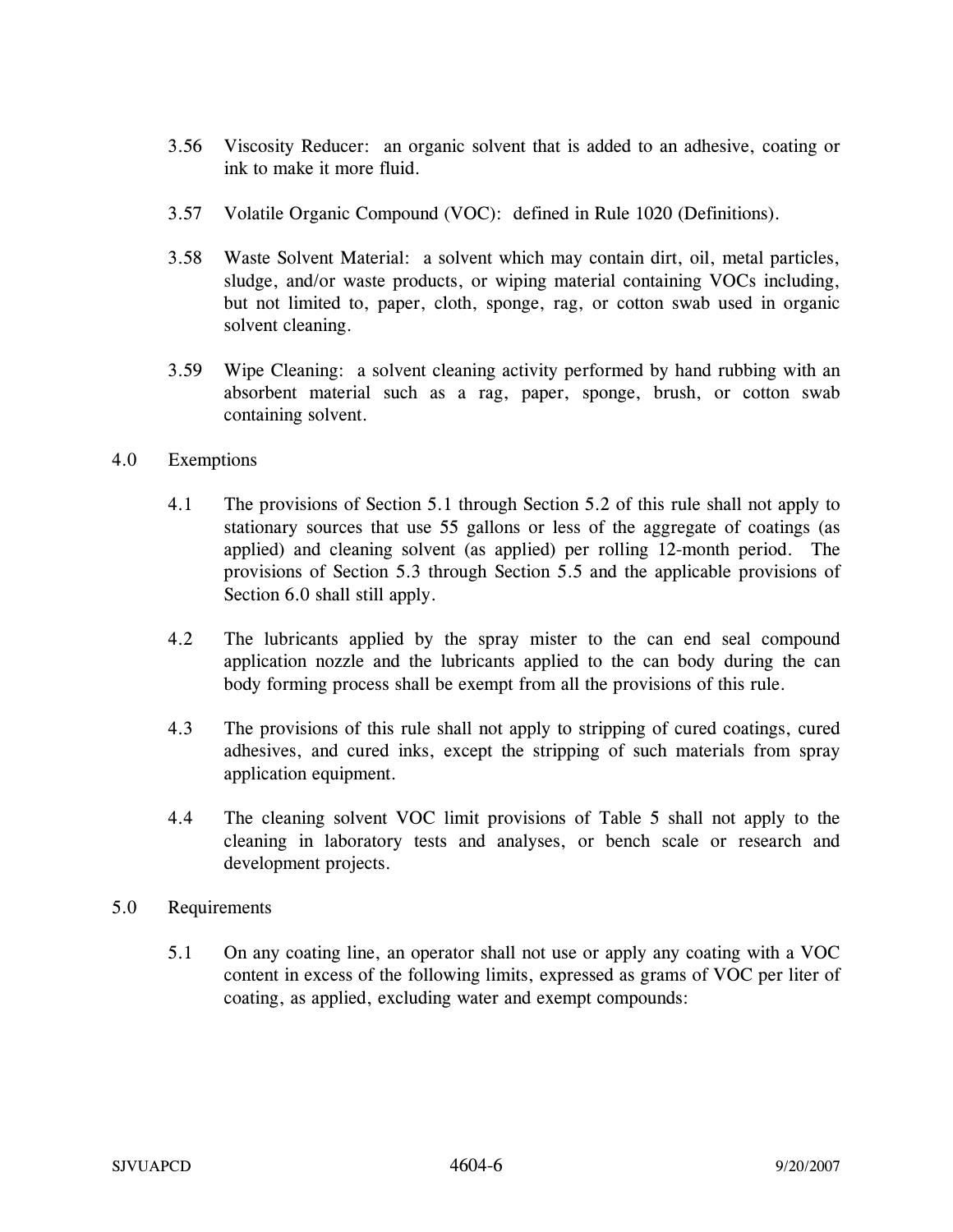3.56 Viscosity Reducer: an organic solvent that is added to an adhesive, coating or ink to make it more fluid.

3.57 Volatile Organic Compound (VOC): defined in Rule 1020 (Definitions).

3.58 Waste Solvent Material: a solvent which may contain dirt, oil, metal particles, sludge, and/or waste products, or wiping material containing VOCs including, but not limited to, paper, cloth, sponge, rag, or cotton swab used in organic solvent cleaning.

3.59 Wipe Cleaning: a solvent cleaning activity performed by hand rubbing with an absorbent material such as a rag, paper, sponge, brush, or cotton swab containing solvent.

## 4.0 Exemptions

4.1 The provisions of Section 5.1 through Section 5.2 of this rule shall not apply to stationary sources that use 55 gallons or less of the aggregate of coatings (as applied) and cleaning solvent (as applied) per rolling 12-month period. The provisions of Section 5.3 through Section 5.5 and the applicable provisions of Section 6.0 shall still apply.

4.2 The lubricants applied by the spray mister to the can end seal compound application nozzle and the lubricants applied to the can body during the can body forming process shall be exempt from all the provisions of this rule.

4.3 The provisions of this rule shall not apply to stripping of cured coatings, cured adhesives, and cured inks, except the stripping of such materials from spray application equipment.

4.4 The cleaning solvent VOC limit provisions of Table 5 shall not apply to the cleaning in laboratory tests and analyses, or bench scale or research and development projects.

## 5.0 Requirements

5.1 On any coating line, an operator shall not use or apply any coating with a VOC content in excess of the following limits, expressed as grams of VOC per liter of coating, as applied, excluding water and exempt compounds: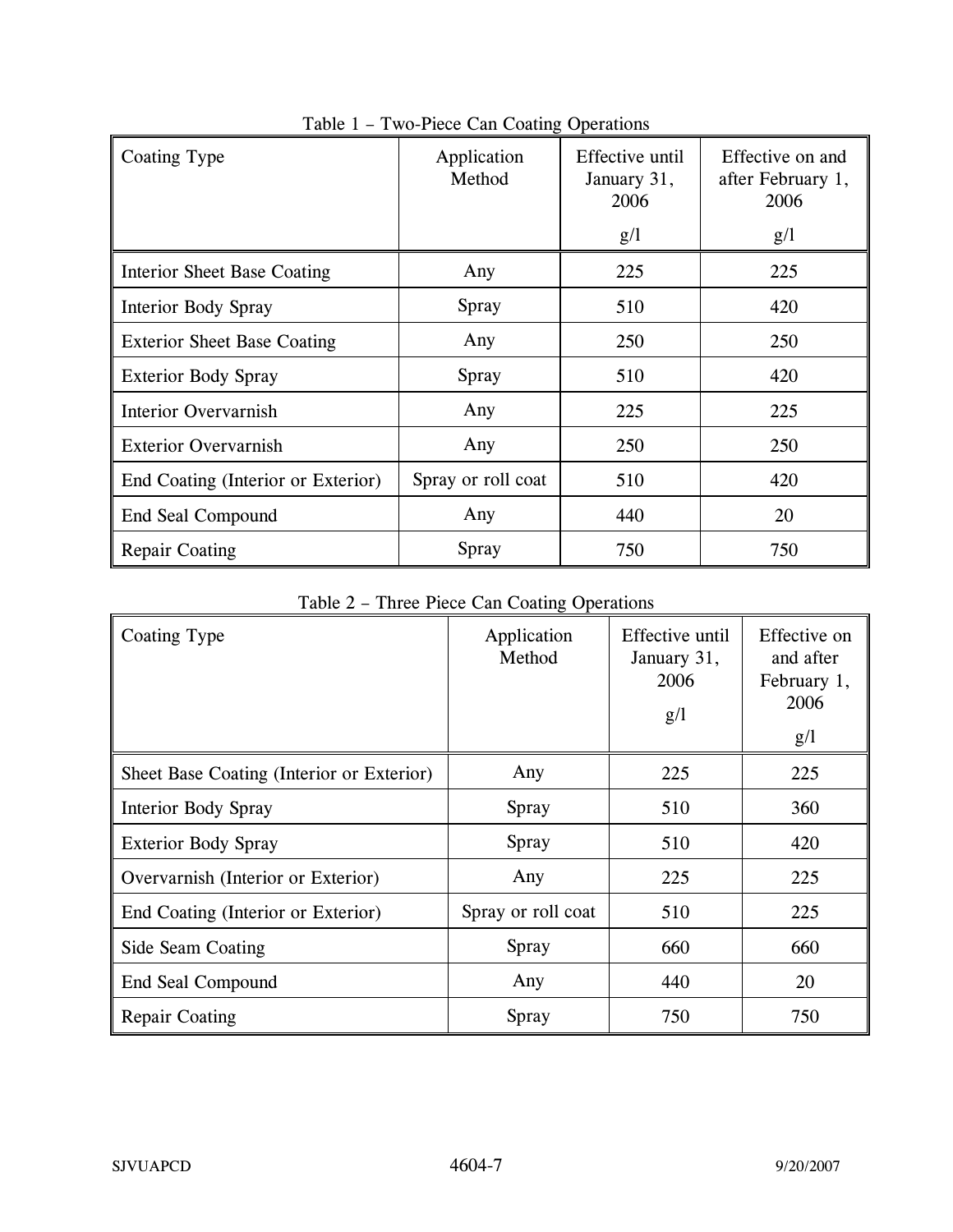Table 1 – Two-Piece Can Coating Operations

| Coating Type | Application Method | Effective until January 31, 2006<br>g/l | Effective on and after February 1, 2006<br>g/l |
|---|---|---|---|
| Interior Sheet Base Coating | Any | 225 | 225 |
| Interior Body Spray | Spray | 510 | 420 |
| Exterior Sheet Base Coating | Any | 250 | 250 |
| Exterior Body Spray | Spray | 510 | 420 |
| Interior Overvarnish | Any | 225 | 225 |
| Exterior Overvarnish | Any | 250 | 250 |
| End Coating (Interior or Exterior) | Spray or roll coat | 510 | 420 |
| End Seal Compound | Any | 440 | 20 |
| Repair Coating | Spray | 750 | 750 |

Table 2 – Three Piece Can Coating Operations

| Coating Type | Application Method | Effective until January 31, 2006<br>g/l | Effective on and after February 1, 2006<br>g/l |
|---|---|---|---|
| Sheet Base Coating (Interior or Exterior) | Any | 225 | 225 |
| Interior Body Spray | Spray | 510 | 360 |
| Exterior Body Spray | Spray | 510 | 420 |
| Overvarnish (Interior or Exterior) | Any | 225 | 225 |
| End Coating (Interior or Exterior) | Spray or roll coat | 510 | 225 |
| Side Seam Coating | Spray | 660 | 660 |
| End Seal Compound | Any | 440 | 20 |
| Repair Coating | Spray | 750 | 750 |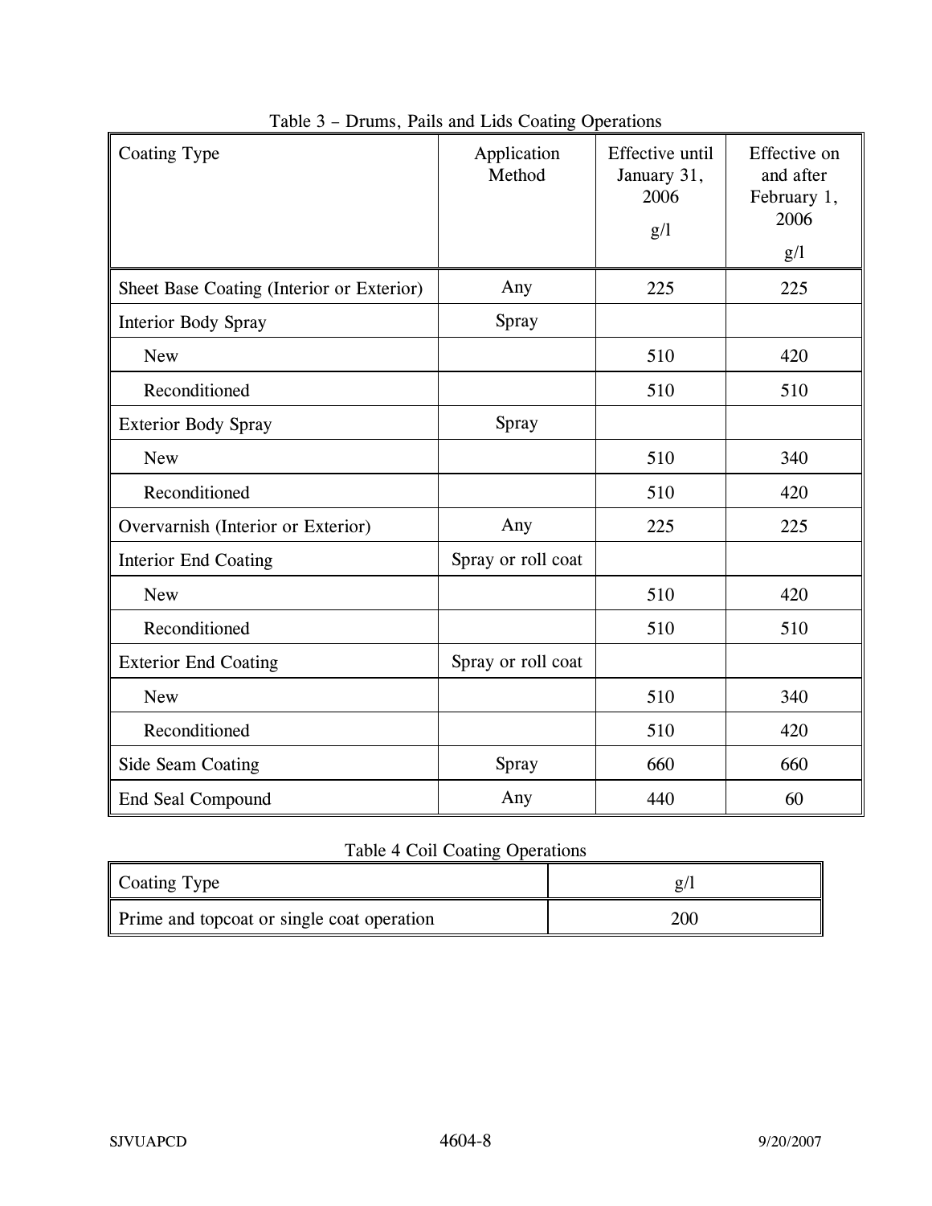Table 3 – Drums, Pails and Lids Coating Operations

| Coating Type | Application Method | Effective until January 31, 2006 g/l | Effective on and after February 1, 2006 g/l |
|---|---|---|---|
| Sheet Base Coating (Interior or Exterior) | Any | 225 | 225 |
| Interior Body Spray | Spray | | |
| New | | 510 | 420 |
| Reconditioned | | 510 | 510 |
| Exterior Body Spray | Spray | | |
| New | | 510 | 340 |
| Reconditioned | | 510 | 420 |
| Overvarnish (Interior or Exterior) | Any | 225 | 225 |
| Interior End Coating | Spray or roll coat | | |
| New | | 510 | 420 |
| Reconditioned | | 510 | 510 |
| Exterior End Coating | Spray or roll coat | | |
| New | | 510 | 340 |
| Reconditioned | | 510 | 420 |
| Side Seam Coating | Spray | 660 | 660 |
| End Seal Compound | Any | 440 | 60 |

Table 4 Coil Coating Operations

| Coating Type | g/l |
|---|---|
| Prime and topcoat or single coat operation | 200 |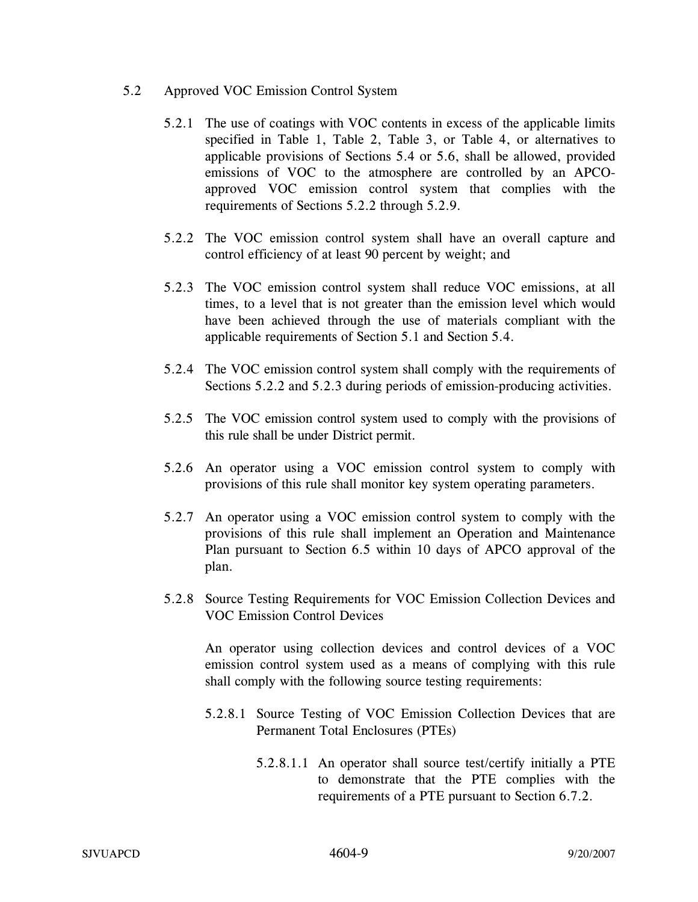5.2 Approved VOC Emission Control System

5.2.1 The use of coatings with VOC contents in excess of the applicable limits specified in Table 1, Table 2, Table 3, or Table 4, or alternatives to applicable provisions of Sections 5.4 or 5.6, shall be allowed, provided emissions of VOC to the atmosphere are controlled by an APCO-approved VOC emission control system that complies with the requirements of Sections 5.2.2 through 5.2.9.

5.2.2 The VOC emission control system shall have an overall capture and control efficiency of at least 90 percent by weight; and

5.2.3 The VOC emission control system shall reduce VOC emissions, at all times, to a level that is not greater than the emission level which would have been achieved through the use of materials compliant with the applicable requirements of Section 5.1 and Section 5.4.

5.2.4 The VOC emission control system shall comply with the requirements of Sections 5.2.2 and 5.2.3 during periods of emission-producing activities.

5.2.5 The VOC emission control system used to comply with the provisions of this rule shall be under District permit.

5.2.6 An operator using a VOC emission control system to comply with provisions of this rule shall monitor key system operating parameters.

5.2.7 An operator using a VOC emission control system to comply with the provisions of this rule shall implement an Operation and Maintenance Plan pursuant to Section 6.5 within 10 days of APCO approval of the plan.

5.2.8 Source Testing Requirements for VOC Emission Collection Devices and VOC Emission Control Devices

An operator using collection devices and control devices of a VOC emission control system used as a means of complying with this rule shall comply with the following source testing requirements:

5.2.8.1 Source Testing of VOC Emission Collection Devices that are Permanent Total Enclosures (PTEs)

5.2.8.1.1 An operator shall source test/certify initially a PTE to demonstrate that the PTE complies with the requirements of a PTE pursuant to Section 6.7.2.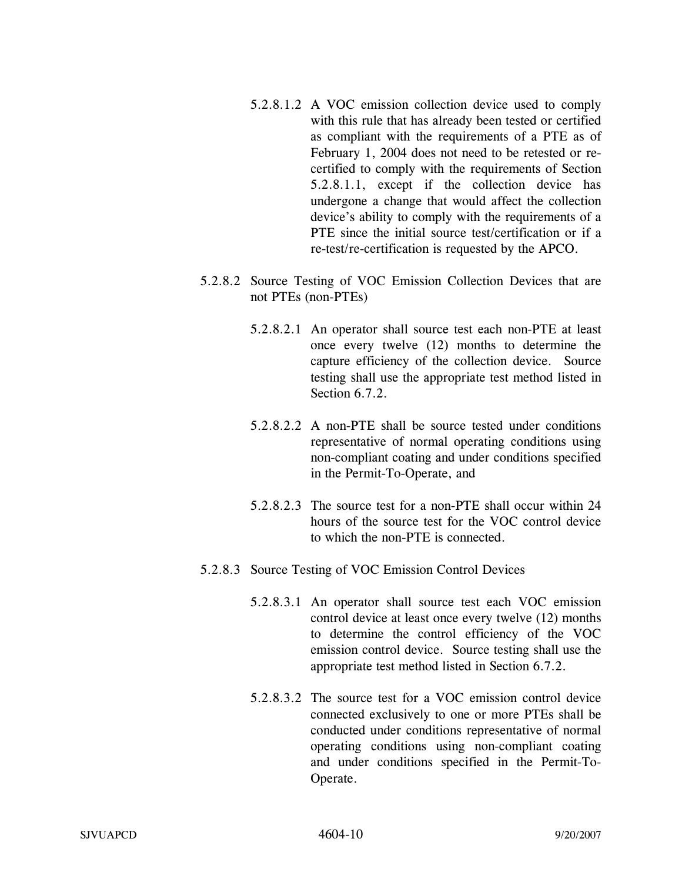5.2.8.1.2 A VOC emission collection device used to comply with this rule that has already been tested or certified as compliant with the requirements of a PTE as of February 1, 2004 does not need to be retested or re-certified to comply with the requirements of Section 5.2.8.1.1, except if the collection device has undergone a change that would affect the collection device's ability to comply with the requirements of a PTE since the initial source test/certification or if a re-test/re-certification is requested by the APCO.

5.2.8.2 Source Testing of VOC Emission Collection Devices that are not PTEs (non-PTEs)

5.2.8.2.1 An operator shall source test each non-PTE at least once every twelve (12) months to determine the capture efficiency of the collection device. Source testing shall use the appropriate test method listed in Section 6.7.2.

5.2.8.2.2 A non-PTE shall be source tested under conditions representative of normal operating conditions using non-compliant coating and under conditions specified in the Permit-To-Operate, and

5.2.8.2.3 The source test for a non-PTE shall occur within 24 hours of the source test for the VOC control device to which the non-PTE is connected.

5.2.8.3 Source Testing of VOC Emission Control Devices

5.2.8.3.1 An operator shall source test each VOC emission control device at least once every twelve (12) months to determine the control efficiency of the VOC emission control device. Source testing shall use the appropriate test method listed in Section 6.7.2.

5.2.8.3.2 The source test for a VOC emission control device connected exclusively to one or more PTEs shall be conducted under conditions representative of normal operating conditions using non-compliant coating and under conditions specified in the Permit-To-Operate.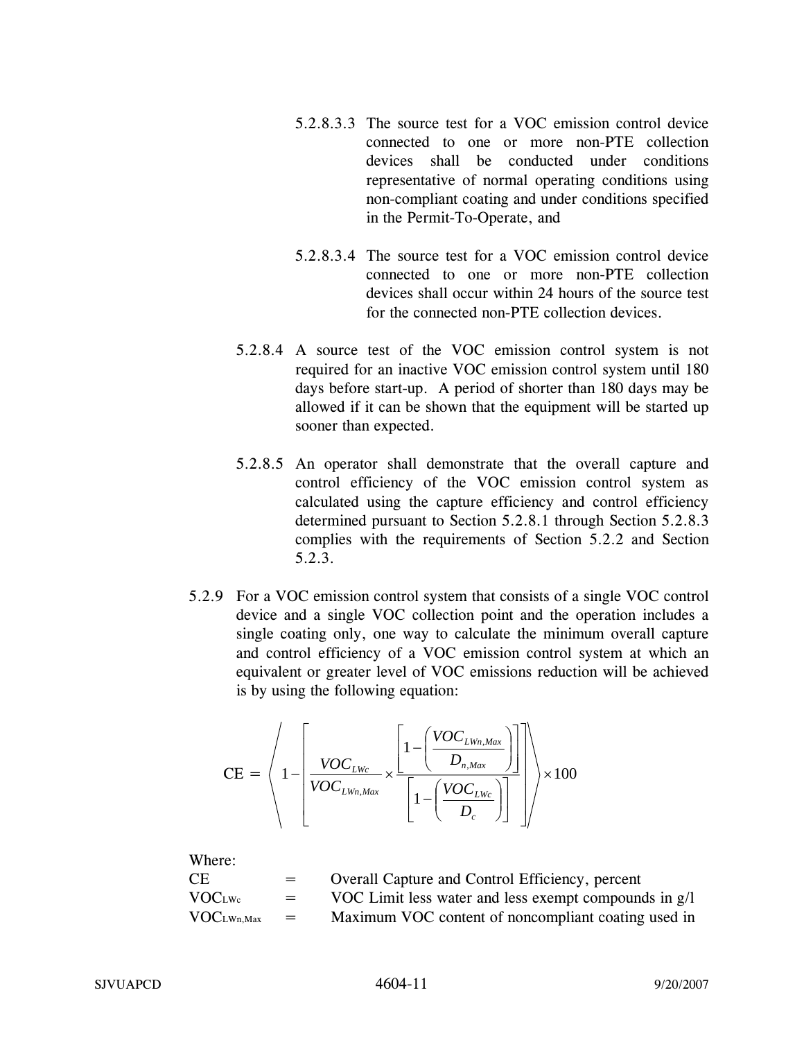5.2.8.3.3 The source test for a VOC emission control device connected to one or more non-PTE collection devices shall be conducted under conditions representative of normal operating conditions using non-compliant coating and under conditions specified in the Permit-To-Operate, and

5.2.8.3.4 The source test for a VOC emission control device connected to one or more non-PTE collection devices shall occur within 24 hours of the source test for the connected non-PTE collection devices.

5.2.8.4 A source test of the VOC emission control system is not required for an inactive VOC emission control system until 180 days before start-up. A period of shorter than 180 days may be allowed if it can be shown that the equipment will be started up sooner than expected.

5.2.8.5 An operator shall demonstrate that the overall capture and control efficiency of the VOC emission control system as calculated using the capture efficiency and control efficiency determined pursuant to Section 5.2.8.1 through Section 5.2.8.3 complies with the requirements of Section 5.2.2 and Section 5.2.3.

5.2.9 For a VOC emission control system that consists of a single VOC control device and a single VOC collection point and the operation includes a single coating only, one way to calculate the minimum overall capture and control efficiency of a VOC emission control system at which an equivalent or greater level of VOC emissions reduction will be achieved is by using the following equation:

$$\text{CE} = \left\langle 1 - \left[ \frac{VOC_{LWc}}{VOC_{LWn,Max}} \times \frac{\left[ 1 - \left( \frac{VOC_{LWn,Max}}{D_{n,Max}} \right) \right]}{\left[ 1 - \left( \frac{VOC_{LWc}}{D_c} \right) \right]} \right] \right\rangle \times 100$$

Where:

| | | |
|---|---|---|
| CE | = | Overall Capture and Control Efficiency, percent |
| $VOC_{LWc}$ | = | VOC Limit less water and less exempt compounds in g/l |
| $VOC_{LWn,Max}$ | = | Maximum VOC content of noncompliant coating used in |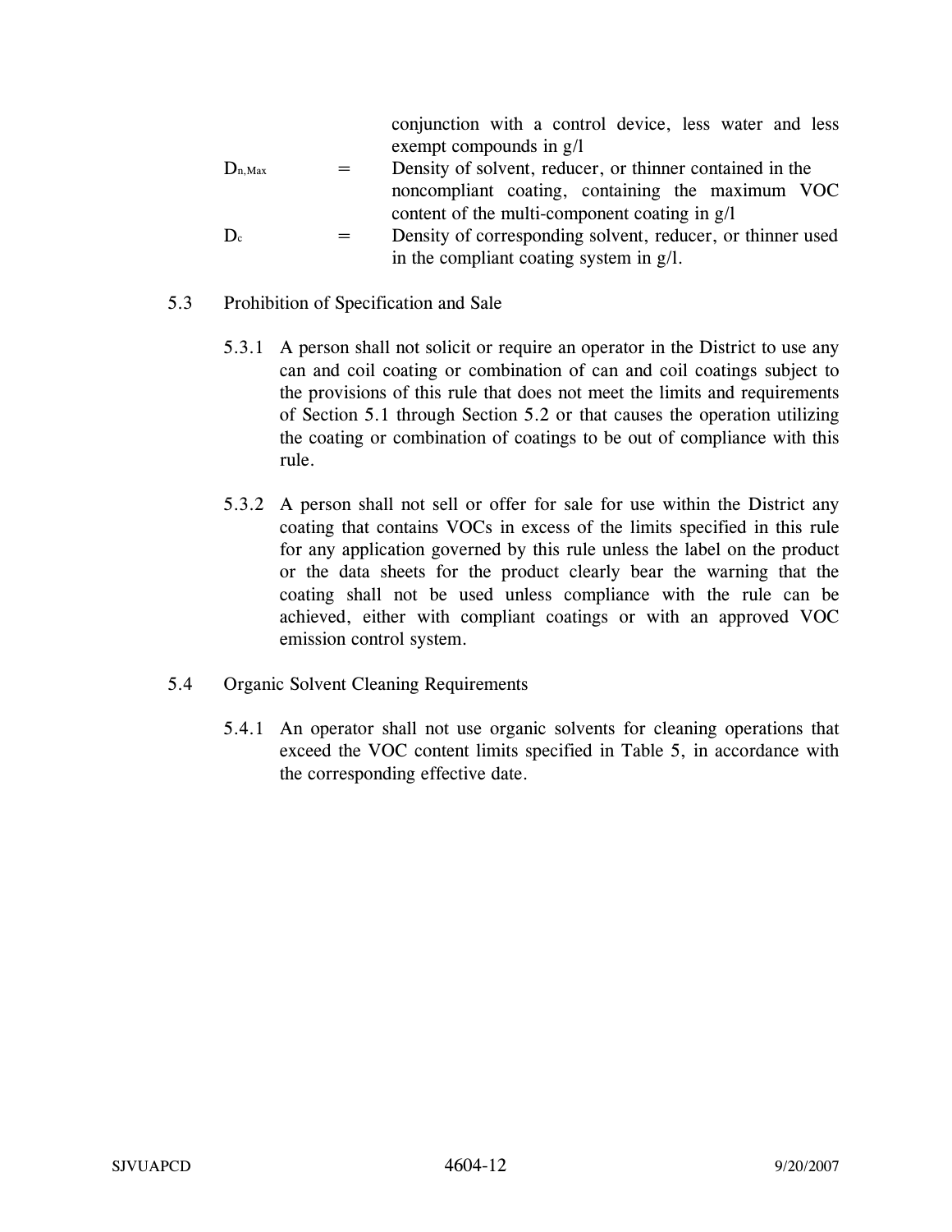conjunction with a control device, less water and less exempt compounds in g/l

$D_{n,Max}$ = Density of solvent, reducer, or thinner contained in the noncompliant coating, containing the maximum VOC content of the multi-component coating in g/l

$D_c$ = Density of corresponding solvent, reducer, or thinner used in the compliant coating system in g/l.

5.3 Prohibition of Specification and Sale

5.3.1 A person shall not solicit or require an operator in the District to use any can and coil coating or combination of can and coil coatings subject to the provisions of this rule that does not meet the limits and requirements of Section 5.1 through Section 5.2 or that causes the operation utilizing the coating or combination of coatings to be out of compliance with this rule.

5.3.2 A person shall not sell or offer for sale for use within the District any coating that contains VOCs in excess of the limits specified in this rule for any application governed by this rule unless the label on the product or the data sheets for the product clearly bear the warning that the coating shall not be used unless compliance with the rule can be achieved, either with compliant coatings or with an approved VOC emission control system.

5.4 Organic Solvent Cleaning Requirements

5.4.1 An operator shall not use organic solvents for cleaning operations that exceed the VOC content limits specified in Table 5, in accordance with the corresponding effective date.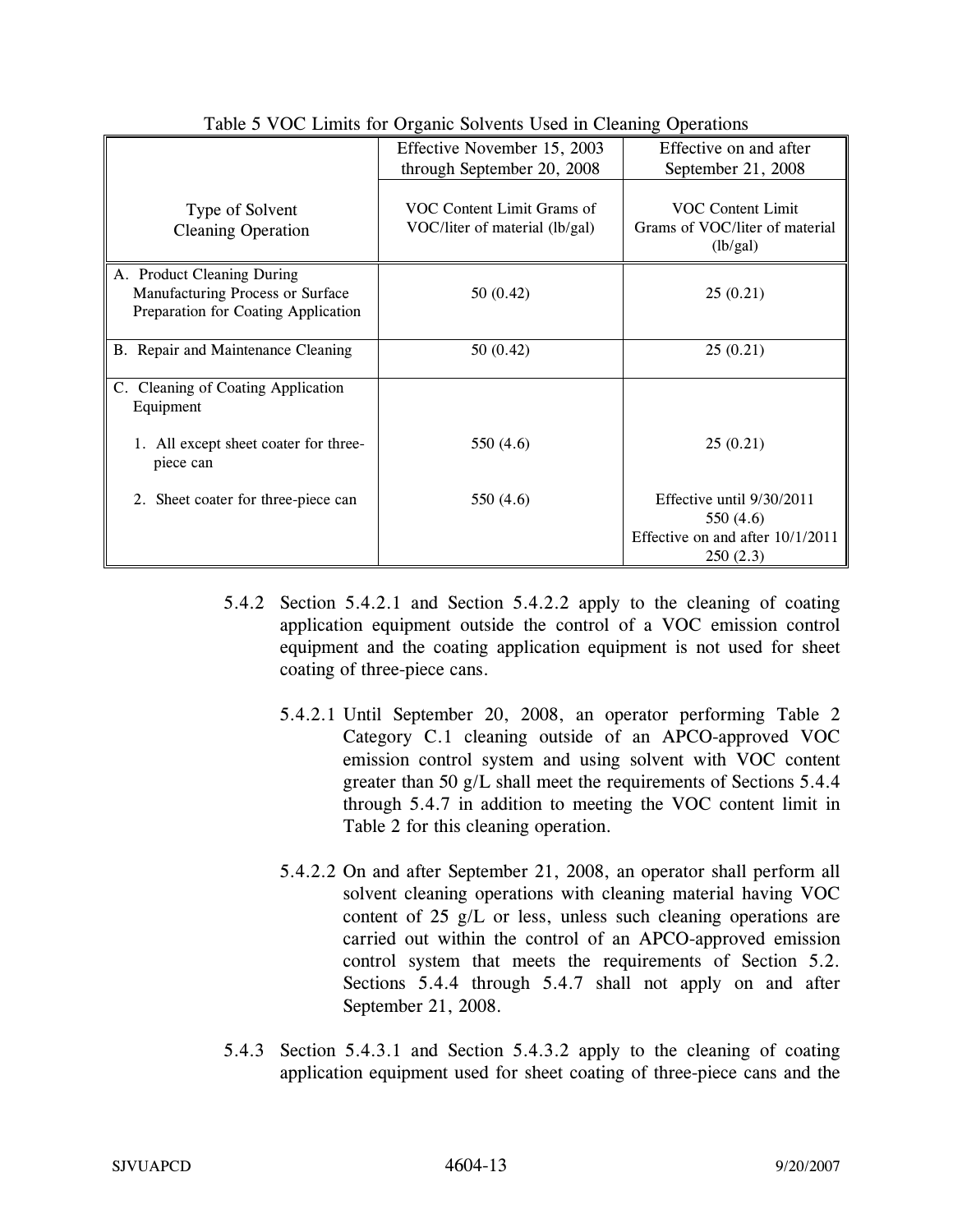Table 5 VOC Limits for Organic Solvents Used in Cleaning Operations

| Type of Solvent Cleaning Operation | Effective November 15, 2003 through September 20, 2008 VOC Content Limit Grams of VOC/liter of material (lb/gal) | Effective on and after September 21, 2008 VOC Content Limit Grams of VOC/liter of material (lb/gal) |
|---|---|---|
| A. Product Cleaning During Manufacturing Process or Surface Preparation for Coating Application | 50 (0.42) | 25 (0.21) |
| B. Repair and Maintenance Cleaning | 50 (0.42) | 25 (0.21) |
| C. Cleaning of Coating Application Equipment | | |
| 1. All except sheet coater for three-piece can | 550 (4.6) | 25 (0.21) |
| 2. Sheet coater for three-piece can | 550 (4.6) | Effective until 9/30/2011 550 (4.6) Effective on and after 10/1/2011 250 (2.3) |

5.4.2 Section 5.4.2.1 and Section 5.4.2.2 apply to the cleaning of coating application equipment outside the control of a VOC emission control equipment and the coating application equipment is not used for sheet coating of three-piece cans.

5.4.2.1 Until September 20, 2008, an operator performing Table 2 Category C.1 cleaning outside of an APCO-approved VOC emission control system and using solvent with VOC content greater than 50 g/L shall meet the requirements of Sections 5.4.4 through 5.4.7 in addition to meeting the VOC content limit in Table 2 for this cleaning operation.

5.4.2.2 On and after September 21, 2008, an operator shall perform all solvent cleaning operations with cleaning material having VOC content of 25 g/L or less, unless such cleaning operations are carried out within the control of an APCO-approved emission control system that meets the requirements of Section 5.2. Sections 5.4.4 through 5.4.7 shall not apply on and after September 21, 2008.

5.4.3 Section 5.4.3.1 and Section 5.4.3.2 apply to the cleaning of coating application equipment used for sheet coating of three-piece cans and the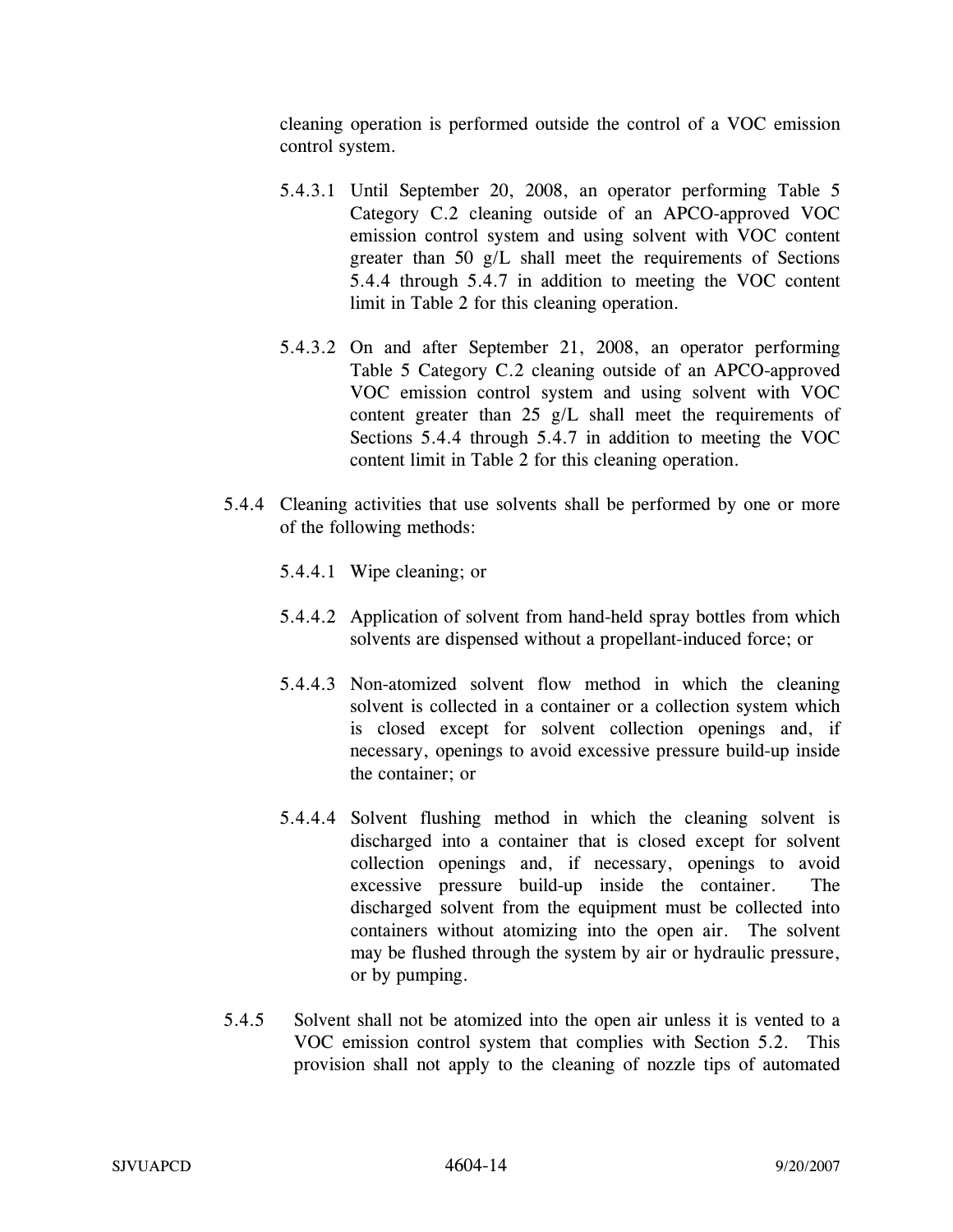cleaning operation is performed outside the control of a VOC emission control system.

5.4.3.1 Until September 20, 2008, an operator performing Table 5 Category C.2 cleaning outside of an APCO-approved VOC emission control system and using solvent with VOC content greater than 50 g/L shall meet the requirements of Sections 5.4.4 through 5.4.7 in addition to meeting the VOC content limit in Table 2 for this cleaning operation.

5.4.3.2 On and after September 21, 2008, an operator performing Table 5 Category C.2 cleaning outside of an APCO-approved VOC emission control system and using solvent with VOC content greater than 25 g/L shall meet the requirements of Sections 5.4.4 through 5.4.7 in addition to meeting the VOC content limit in Table 2 for this cleaning operation.

5.4.4 Cleaning activities that use solvents shall be performed by one or more of the following methods:

5.4.4.1 Wipe cleaning; or

5.4.4.2 Application of solvent from hand-held spray bottles from which solvents are dispensed without a propellant-induced force; or

5.4.4.3 Non-atomized solvent flow method in which the cleaning solvent is collected in a container or a collection system which is closed except for solvent collection openings and, if necessary, openings to avoid excessive pressure build-up inside the container; or

5.4.4.4 Solvent flushing method in which the cleaning solvent is discharged into a container that is closed except for solvent collection openings and, if necessary, openings to avoid excessive pressure build-up inside the container. The discharged solvent from the equipment must be collected into containers without atomizing into the open air. The solvent may be flushed through the system by air or hydraulic pressure, or by pumping.

5.4.5 Solvent shall not be atomized into the open air unless it is vented to a VOC emission control system that complies with Section 5.2. This provision shall not apply to the cleaning of nozzle tips of automated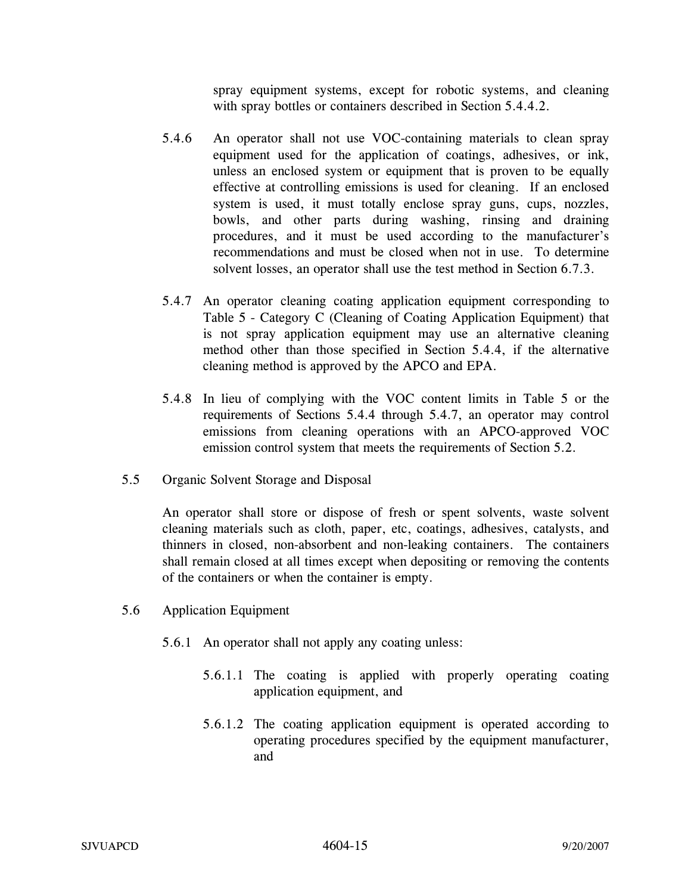spray equipment systems, except for robotic systems, and cleaning with spray bottles or containers described in Section 5.4.4.2.

5.4.6 An operator shall not use VOC-containing materials to clean spray equipment used for the application of coatings, adhesives, or ink, unless an enclosed system or equipment that is proven to be equally effective at controlling emissions is used for cleaning. If an enclosed system is used, it must totally enclose spray guns, cups, nozzles, bowls, and other parts during washing, rinsing and draining procedures, and it must be used according to the manufacturer's recommendations and must be closed when not in use. To determine solvent losses, an operator shall use the test method in Section 6.7.3.

5.4.7 An operator cleaning coating application equipment corresponding to Table 5 - Category C (Cleaning of Coating Application Equipment) that is not spray application equipment may use an alternative cleaning method other than those specified in Section 5.4.4, if the alternative cleaning method is approved by the APCO and EPA.

5.4.8 In lieu of complying with the VOC content limits in Table 5 or the requirements of Sections 5.4.4 through 5.4.7, an operator may control emissions from cleaning operations with an APCO-approved VOC emission control system that meets the requirements of Section 5.2.

5.5 Organic Solvent Storage and Disposal

An operator shall store or dispose of fresh or spent solvents, waste solvent cleaning materials such as cloth, paper, etc, coatings, adhesives, catalysts, and thinners in closed, non-absorbent and non-leaking containers. The containers shall remain closed at all times except when depositing or removing the contents of the containers or when the container is empty.

5.6 Application Equipment

5.6.1 An operator shall not apply any coating unless:

5.6.1.1 The coating is applied with properly operating coating application equipment, and

5.6.1.2 The coating application equipment is operated according to operating procedures specified by the equipment manufacturer, and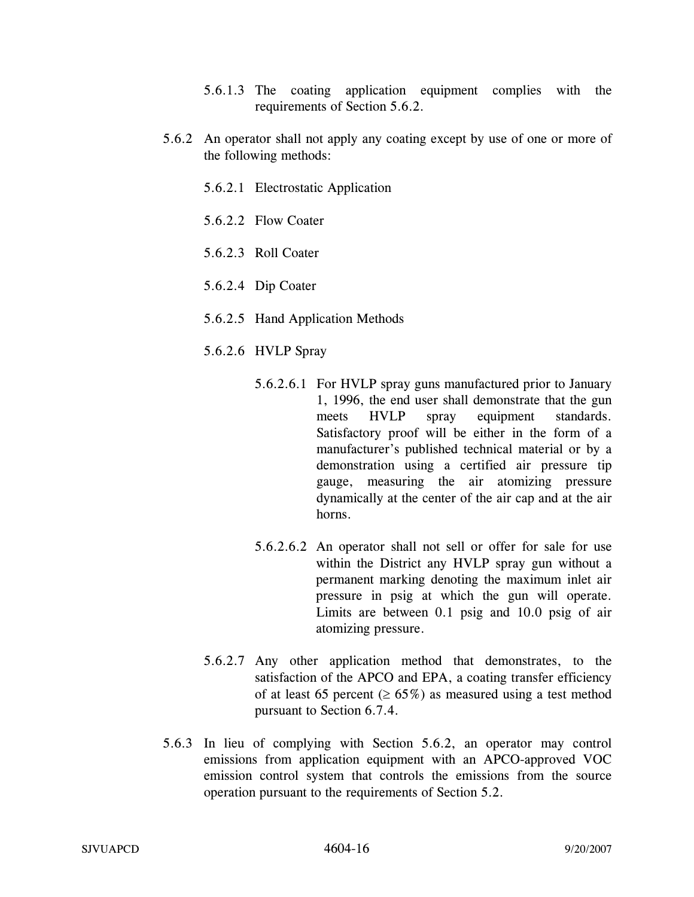5.6.1.3 The coating application equipment complies with the requirements of Section 5.6.2.

5.6.2 An operator shall not apply any coating except by use of one or more of the following methods:

5.6.2.1 Electrostatic Application

5.6.2.2 Flow Coater

5.6.2.3 Roll Coater

5.6.2.4 Dip Coater

5.6.2.5 Hand Application Methods

5.6.2.6 HVLP Spray

5.6.2.6.1 For HVLP spray guns manufactured prior to January 1, 1996, the end user shall demonstrate that the gun meets HVLP spray equipment standards. Satisfactory proof will be either in the form of a manufacturer's published technical material or by a demonstration using a certified air pressure tip gauge, measuring the air atomizing pressure dynamically at the center of the air cap and at the air horns.

5.6.2.6.2 An operator shall not sell or offer for sale for use within the District any HVLP spray gun without a permanent marking denoting the maximum inlet air pressure in psig at which the gun will operate. Limits are between 0.1 psig and 10.0 psig of air atomizing pressure.

5.6.2.7 Any other application method that demonstrates, to the satisfaction of the APCO and EPA, a coating transfer efficiency of at least 65 percent ($\geq$ 65%) as measured using a test method pursuant to Section 6.7.4.

5.6.3 In lieu of complying with Section 5.6.2, an operator may control emissions from application equipment with an APCO-approved VOC emission control system that controls the emissions from the source operation pursuant to the requirements of Section 5.2.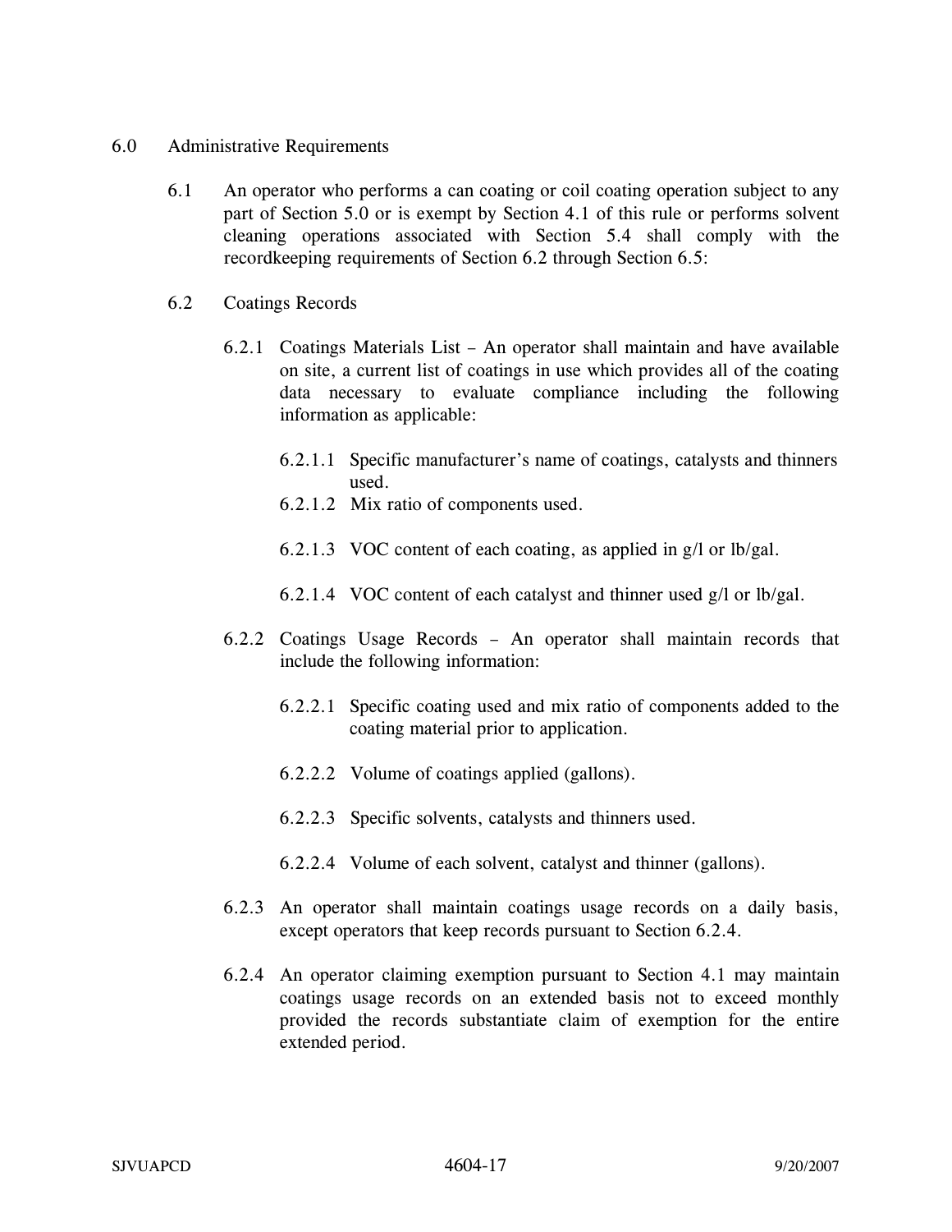## 6.0 Administrative Requirements

6.1 An operator who performs a can coating or coil coating operation subject to any part of Section 5.0 or is exempt by Section 4.1 of this rule or performs solvent cleaning operations associated with Section 5.4 shall comply with the recordkeeping requirements of Section 6.2 through Section 6.5:

6.2 Coatings Records

6.2.1 Coatings Materials List – An operator shall maintain and have available on site, a current list of coatings in use which provides all of the coating data necessary to evaluate compliance including the following information as applicable:

6.2.1.1 Specific manufacturer's name of coatings, catalysts and thinners used.

6.2.1.2 Mix ratio of components used.

6.2.1.3 VOC content of each coating, as applied in g/l or lb/gal.

6.2.1.4 VOC content of each catalyst and thinner used g/l or lb/gal.

6.2.2 Coatings Usage Records – An operator shall maintain records that include the following information:

6.2.2.1 Specific coating used and mix ratio of components added to the coating material prior to application.

6.2.2.2 Volume of coatings applied (gallons).

6.2.2.3 Specific solvents, catalysts and thinners used.

6.2.2.4 Volume of each solvent, catalyst and thinner (gallons).

6.2.3 An operator shall maintain coatings usage records on a daily basis, except operators that keep records pursuant to Section 6.2.4.

6.2.4 An operator claiming exemption pursuant to Section 4.1 may maintain coatings usage records on an extended basis not to exceed monthly provided the records substantiate claim of exemption for the entire extended period.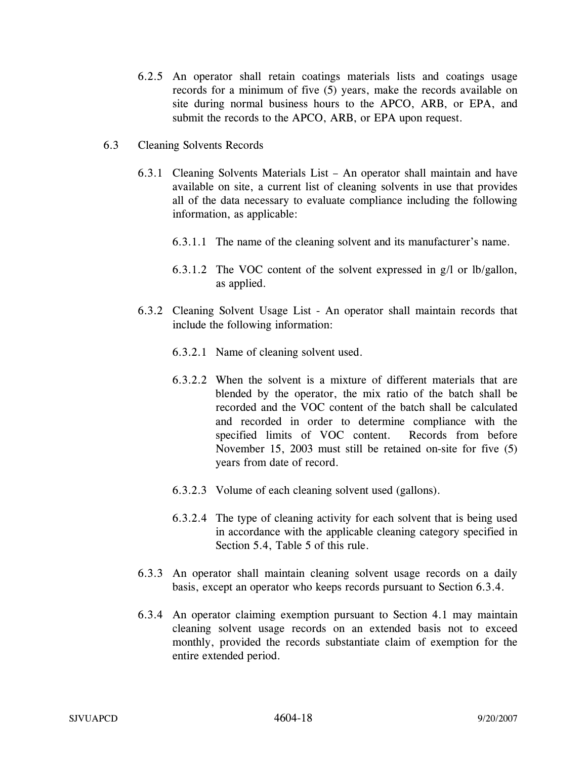6.2.5 An operator shall retain coatings materials lists and coatings usage records for a minimum of five (5) years, make the records available on site during normal business hours to the APCO, ARB, or EPA, and submit the records to the APCO, ARB, or EPA upon request.

6.3 Cleaning Solvents Records

6.3.1 Cleaning Solvents Materials List – An operator shall maintain and have available on site, a current list of cleaning solvents in use that provides all of the data necessary to evaluate compliance including the following information, as applicable:

6.3.1.1 The name of the cleaning solvent and its manufacturer's name.

6.3.1.2 The VOC content of the solvent expressed in g/l or lb/gallon, as applied.

6.3.2 Cleaning Solvent Usage List - An operator shall maintain records that include the following information:

6.3.2.1 Name of cleaning solvent used.

6.3.2.2 When the solvent is a mixture of different materials that are blended by the operator, the mix ratio of the batch shall be recorded and the VOC content of the batch shall be calculated and recorded in order to determine compliance with the specified limits of VOC content. Records from before November 15, 2003 must still be retained on-site for five (5) years from date of record.

6.3.2.3 Volume of each cleaning solvent used (gallons).

6.3.2.4 The type of cleaning activity for each solvent that is being used in accordance with the applicable cleaning category specified in Section 5.4, Table 5 of this rule.

6.3.3 An operator shall maintain cleaning solvent usage records on a daily basis, except an operator who keeps records pursuant to Section 6.3.4.

6.3.4 An operator claiming exemption pursuant to Section 4.1 may maintain cleaning solvent usage records on an extended basis not to exceed monthly, provided the records substantiate claim of exemption for the entire extended period.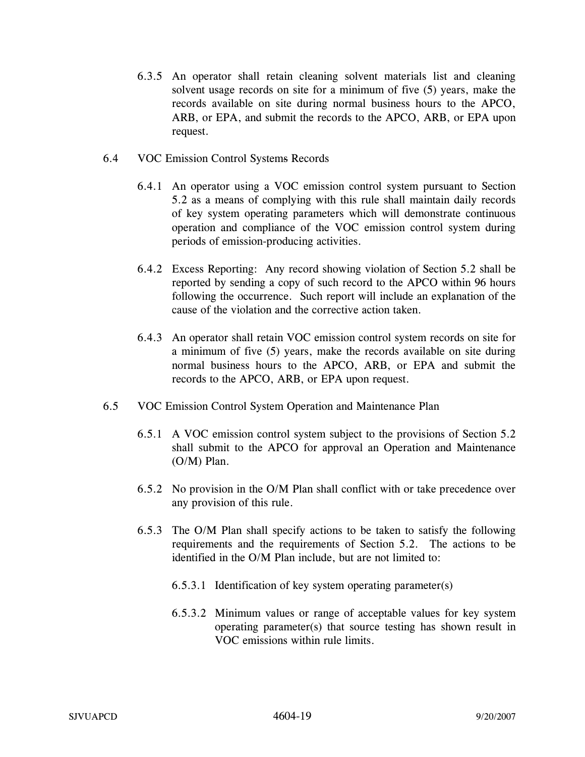6.3.5 An operator shall retain cleaning solvent materials list and cleaning solvent usage records on site for a minimum of five (5) years, make the records available on site during normal business hours to the APCO, ARB, or EPA, and submit the records to the APCO, ARB, or EPA upon request.

6.4 VOC Emission Control Systems Records

6.4.1 An operator using a VOC emission control system pursuant to Section 5.2 as a means of complying with this rule shall maintain daily records of key system operating parameters which will demonstrate continuous operation and compliance of the VOC emission control system during periods of emission-producing activities.

6.4.2 Excess Reporting: Any record showing violation of Section 5.2 shall be reported by sending a copy of such record to the APCO within 96 hours following the occurrence. Such report will include an explanation of the cause of the violation and the corrective action taken.

6.4.3 An operator shall retain VOC emission control system records on site for a minimum of five (5) years, make the records available on site during normal business hours to the APCO, ARB, or EPA and submit the records to the APCO, ARB, or EPA upon request.

6.5 VOC Emission Control System Operation and Maintenance Plan

6.5.1 A VOC emission control system subject to the provisions of Section 5.2 shall submit to the APCO for approval an Operation and Maintenance (O/M) Plan.

6.5.2 No provision in the O/M Plan shall conflict with or take precedence over any provision of this rule.

6.5.3 The O/M Plan shall specify actions to be taken to satisfy the following requirements and the requirements of Section 5.2. The actions to be identified in the O/M Plan include, but are not limited to:

6.5.3.1 Identification of key system operating parameter(s)

6.5.3.2 Minimum values or range of acceptable values for key system operating parameter(s) that source testing has shown result in VOC emissions within rule limits.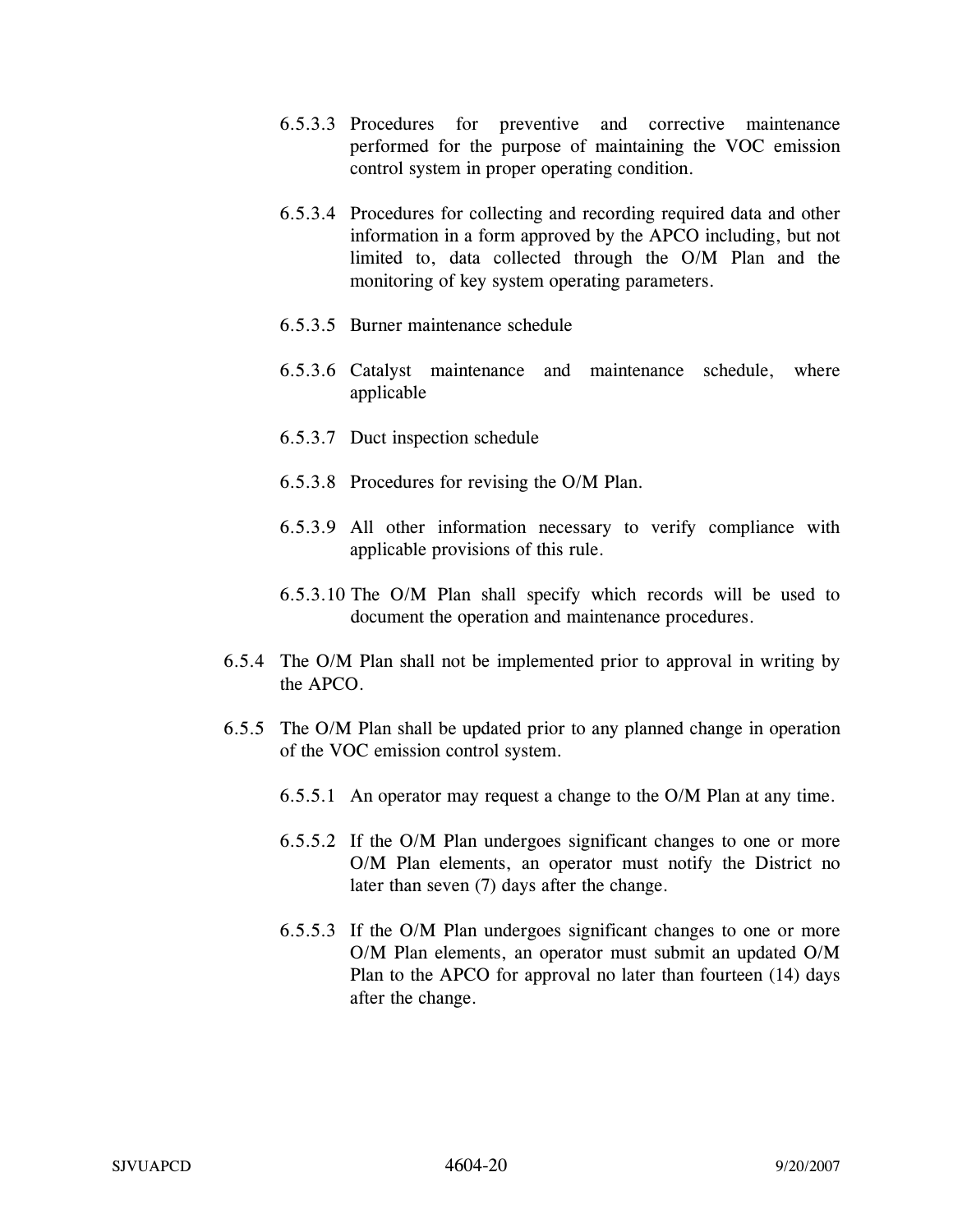6.5.3.3 Procedures for preventive and corrective maintenance performed for the purpose of maintaining the VOC emission control system in proper operating condition.

6.5.3.4 Procedures for collecting and recording required data and other information in a form approved by the APCO including, but not limited to, data collected through the O/M Plan and the monitoring of key system operating parameters.

6.5.3.5 Burner maintenance schedule

6.5.3.6 Catalyst maintenance and maintenance schedule, where applicable

6.5.3.7 Duct inspection schedule

6.5.3.8 Procedures for revising the O/M Plan.

6.5.3.9 All other information necessary to verify compliance with applicable provisions of this rule.

6.5.3.10 The O/M Plan shall specify which records will be used to document the operation and maintenance procedures.

6.5.4 The O/M Plan shall not be implemented prior to approval in writing by the APCO.

6.5.5 The O/M Plan shall be updated prior to any planned change in operation of the VOC emission control system.

6.5.5.1 An operator may request a change to the O/M Plan at any time.

6.5.5.2 If the O/M Plan undergoes significant changes to one or more O/M Plan elements, an operator must notify the District no later than seven (7) days after the change.

6.5.5.3 If the O/M Plan undergoes significant changes to one or more O/M Plan elements, an operator must submit an updated O/M Plan to the APCO for approval no later than fourteen (14) days after the change.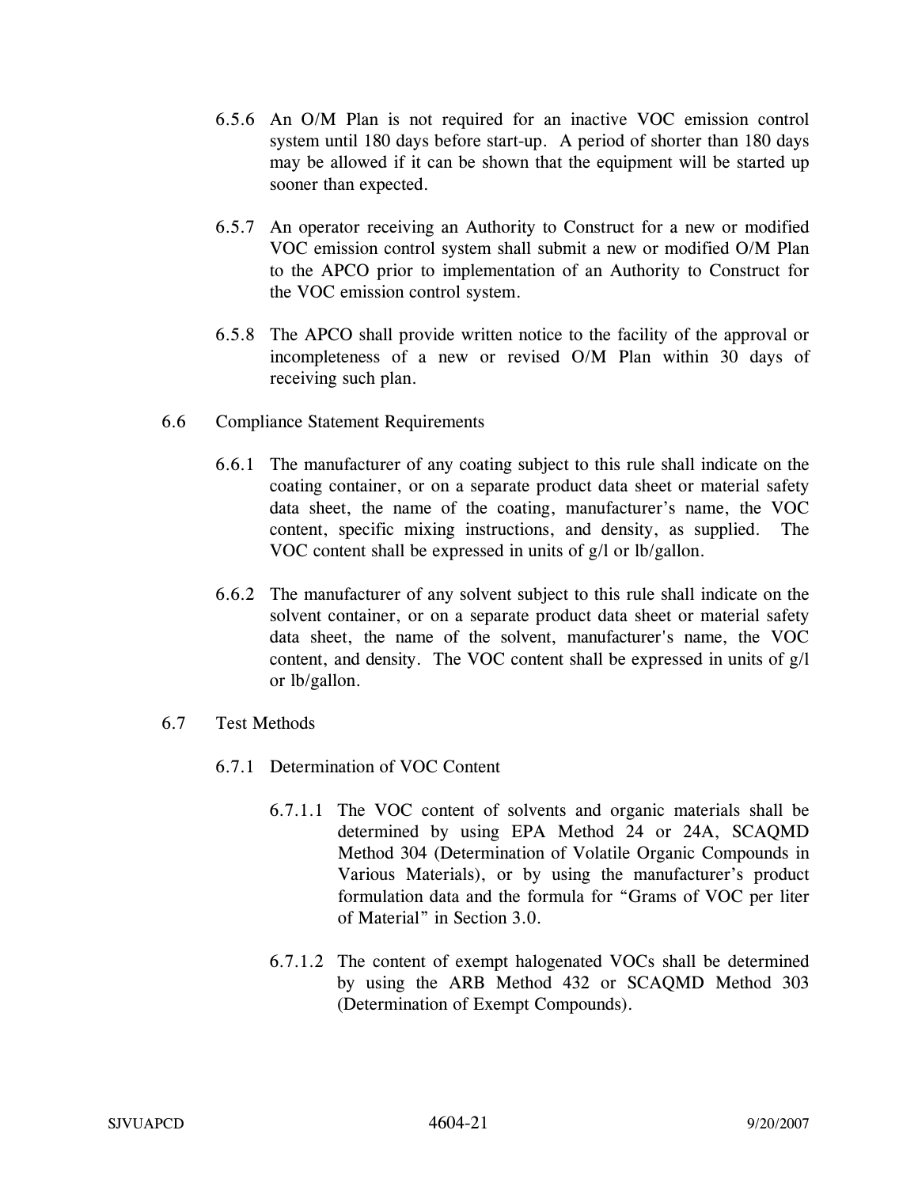6.5.6 An O/M Plan is not required for an inactive VOC emission control system until 180 days before start-up. A period of shorter than 180 days may be allowed if it can be shown that the equipment will be started up sooner than expected.

6.5.7 An operator receiving an Authority to Construct for a new or modified VOC emission control system shall submit a new or modified O/M Plan to the APCO prior to implementation of an Authority to Construct for the VOC emission control system.

6.5.8 The APCO shall provide written notice to the facility of the approval or incompleteness of a new or revised O/M Plan within 30 days of receiving such plan.

6.6 Compliance Statement Requirements

6.6.1 The manufacturer of any coating subject to this rule shall indicate on the coating container, or on a separate product data sheet or material safety data sheet, the name of the coating, manufacturer's name, the VOC content, specific mixing instructions, and density, as supplied. The VOC content shall be expressed in units of g/l or lb/gallon.

6.6.2 The manufacturer of any solvent subject to this rule shall indicate on the solvent container, or on a separate product data sheet or material safety data sheet, the name of the solvent, manufacturer's name, the VOC content, and density. The VOC content shall be expressed in units of g/l or lb/gallon.

6.7 Test Methods

6.7.1 Determination of VOC Content

6.7.1.1 The VOC content of solvents and organic materials shall be determined by using EPA Method 24 or 24A, SCAQMD Method 304 (Determination of Volatile Organic Compounds in Various Materials), or by using the manufacturer's product formulation data and the formula for "Grams of VOC per liter of Material" in Section 3.0.

6.7.1.2 The content of exempt halogenated VOCs shall be determined by using the ARB Method 432 or SCAQMD Method 303 (Determination of Exempt Compounds).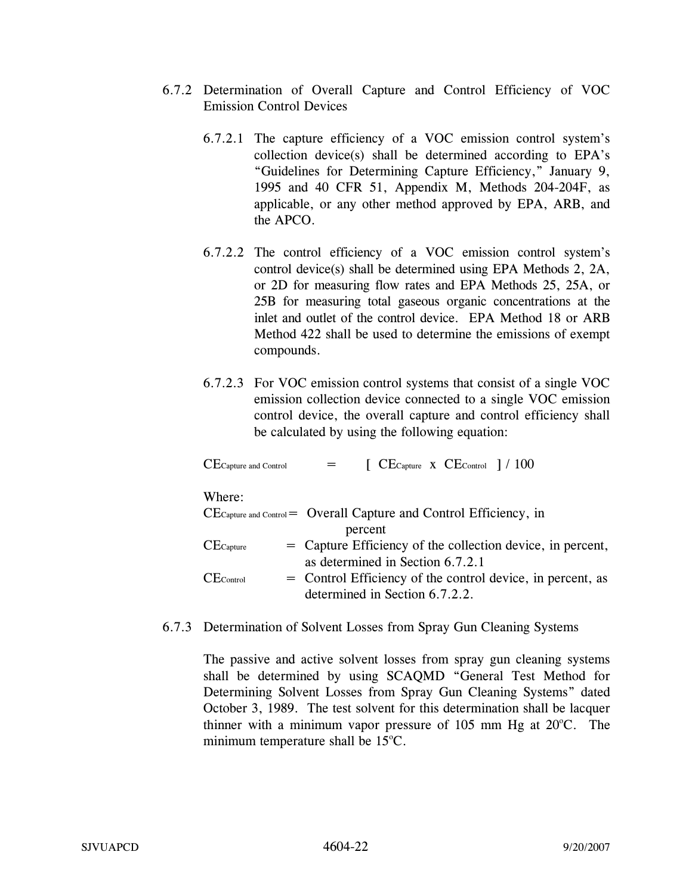6.7.2 Determination of Overall Capture and Control Efficiency of VOC Emission Control Devices

6.7.2.1 The capture efficiency of a VOC emission control system's collection device(s) shall be determined according to EPA's "Guidelines for Determining Capture Efficiency," January 9, 1995 and 40 CFR 51, Appendix M, Methods 204-204F, as applicable, or any other method approved by EPA, ARB, and the APCO.

6.7.2.2 The control efficiency of a VOC emission control system's control device(s) shall be determined using EPA Methods 2, 2A, or 2D for measuring flow rates and EPA Methods 25, 25A, or 25B for measuring total gaseous organic concentrations at the inlet and outlet of the control device. EPA Method 18 or ARB Method 422 shall be used to determine the emissions of exempt compounds.

6.7.2.3 For VOC emission control systems that consist of a single VOC emission collection device connected to a single VOC emission control device, the overall capture and control efficiency shall be calculated by using the following equation:

$$CE_{\text{Capture and Control}} = [\ CE_{\text{Capture}} \times CE_{\text{Control}}\ ] / 100$$

Where:

$CE_{\text{Capture and Control}}$ = Overall Capture and Control Efficiency, in percent

$CE_{\text{Capture}}$ = Capture Efficiency of the collection device, in percent, as determined in Section 6.7.2.1

$CE_{\text{Control}}$ = Control Efficiency of the control device, in percent, as determined in Section 6.7.2.2.

6.7.3 Determination of Solvent Losses from Spray Gun Cleaning Systems

The passive and active solvent losses from spray gun cleaning systems shall be determined by using SCAQMD "General Test Method for Determining Solvent Losses from Spray Gun Cleaning Systems" dated October 3, 1989. The test solvent for this determination shall be lacquer thinner with a minimum vapor pressure of 105 mm Hg at 20°C. The minimum temperature shall be 15°C.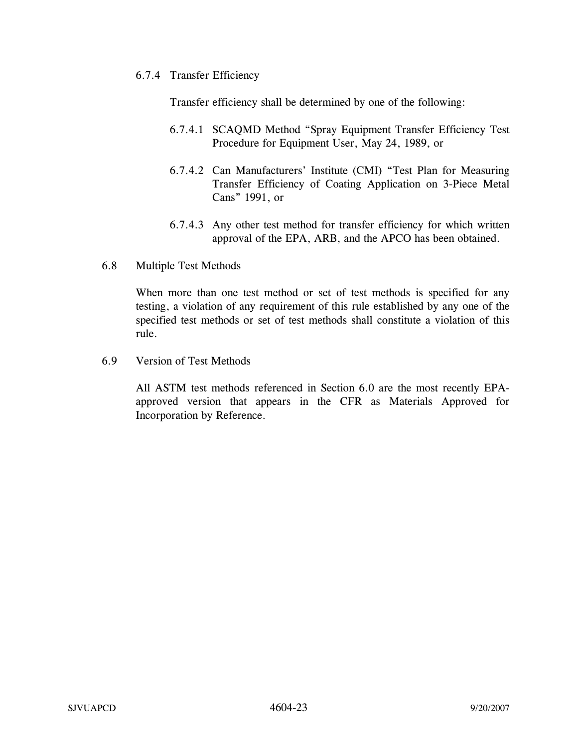6.7.4 Transfer Efficiency

Transfer efficiency shall be determined by one of the following:

6.7.4.1 SCAQMD Method "Spray Equipment Transfer Efficiency Test Procedure for Equipment User, May 24, 1989, or

6.7.4.2 Can Manufacturers' Institute (CMI) "Test Plan for Measuring Transfer Efficiency of Coating Application on 3-Piece Metal Cans" 1991, or

6.7.4.3 Any other test method for transfer efficiency for which written approval of the EPA, ARB, and the APCO has been obtained.

6.8 Multiple Test Methods

When more than one test method or set of test methods is specified for any testing, a violation of any requirement of this rule established by any one of the specified test methods or set of test methods shall constitute a violation of this rule.

6.9 Version of Test Methods

All ASTM test methods referenced in Section 6.0 are the most recently EPA-approved version that appears in the CFR as Materials Approved for Incorporation by Reference.